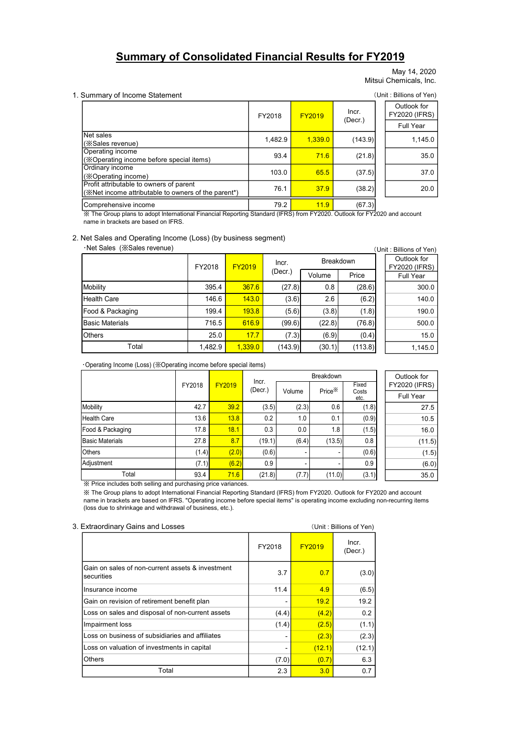# Summary of Consolidated Financial Results for FY2019

May 14, 2020
Mitsui Chemicals, Inc.

## 1. Summary of Income Statement

(Unit : Billions of Yen)

| | FY2018 | FY2019 | Incr. (Decr.) | Outlook for FY2020 (IFRS) Full Year |
|---|---|---|---|---|
| Net sales (※Sales revenue) | 1,482.9 | 1,339.0 | (143.9) | 1,145.0 |
| Operating income (※Operating income before special items) | 93.4 | 71.6 | (21.8) | 35.0 |
| Ordinary income (※Operating income) | 103.0 | 65.5 | (37.5) | 37.0 |
| Profit attributable to owners of parent (※Net income attributable to owners of the parent*) | 76.1 | 37.9 | (38.2) | 20.0 |
| Comprehensive income | 79.2 | 11.9 | (67.3) | |

※ The Group plans to adopt International Financial Reporting Standard (IFRS) from FY2020. Outlook for FY2020 and account name in brackets are based on IFRS.

## 2. Net Sales and Operating Income (Loss) (by business segment)

・Net Sales (※Sales revenue)

(Unit : Billions of Yen)

| | FY2018 | FY2019 | Incr. (Decr.) | Breakdown | | Outlook for FY2020 (IFRS) |
|---|---|---|---|---|---|---|
| | | | | Volume | Price | Full Year |
| Mobility | 395.4 | 367.6 | (27.8) | 0.8 | (28.6) | 300.0 |
| Health Care | 146.6 | 143.0 | (3.6) | 2.6 | (6.2) | 140.0 |
| Food & Packaging | 199.4 | 193.8 | (5.6) | (3.8) | (1.8) | 190.0 |
| Basic Materials | 716.5 | 616.9 | (99.6) | (22.8) | (76.8) | 500.0 |
| Others | 25.0 | 17.7 | (7.3) | (6.9) | (0.4) | 15.0 |
| Total | 1,482.9 | 1,339.0 | (143.9) | (30.1) | (113.8) | 1,145.0 |

・Operating Income (Loss) (※Operating income before special items)

| | FY2018 | FY2019 | Incr. (Decr.) | Breakdown | | | Outlook for FY2020 (IFRS) |
|---|---|---|---|---|---|---|---|
| | | | | Volume | Price※ | Fixed Costs etc. | Full Year |
| Mobility | 42.7 | 39.2 | (3.5) | (2.3) | 0.6 | (1.8) | 27.5 |
| Health Care | 13.6 | 13.8 | 0.2 | 1.0 | 0.1 | (0.9) | 10.5 |
| Food & Packaging | 17.8 | 18.1 | 0.3 | 0.0 | 1.8 | (1.5) | 16.0 |
| Basic Materials | 27.8 | 8.7 | (19.1) | (6.4) | (13.5) | 0.8 | (11.5) |
| Others | (1.4) | (2.0) | (0.6) | - | - | (0.6) | (1.5) |
| Adjustment | (7.1) | (6.2) | 0.9 | - | - | 0.9 | (6.0) |
| Total | 93.4 | 71.6 | (21.8) | (7.7) | (11.0) | (3.1) | 35.0 |

※ Price includes both selling and purchasing price variances.

※ The Group plans to adopt International Financial Reporting Standard (IFRS) from FY2020. Outlook for FY2020 and account name in brackets are based on IFRS. "Operating income before special items" is operating income excluding non-recurring items (loss due to shrinkage and withdrawal of business, etc.).

## 3. Extraordinary Gains and Losses

(Unit : Billions of Yen)

| | FY2018 | FY2019 | Incr. (Decr.) |
|---|---|---|---|
| Gain on sales of non-current assets & investment securities | 3.7 | 0.7 | (3.0) |
| Insurance income | 11.4 | 4.9 | (6.5) |
| Gain on revision of retirement benefit plan | - | 19.2 | 19.2 |
| Loss on sales and disposal of non-current assets | (4.4) | (4.2) | 0.2 |
| Impairment loss | (1.4) | (2.5) | (1.1) |
| Loss on business of subsidiaries and affiliates | - | (2.3) | (2.3) |
| Loss on valuation of investments in capital | - | (12.1) | (12.1) |
| Others | (7.0) | (0.7) | 6.3 |
| Total | 2.3 | 3.0 | 0.7 |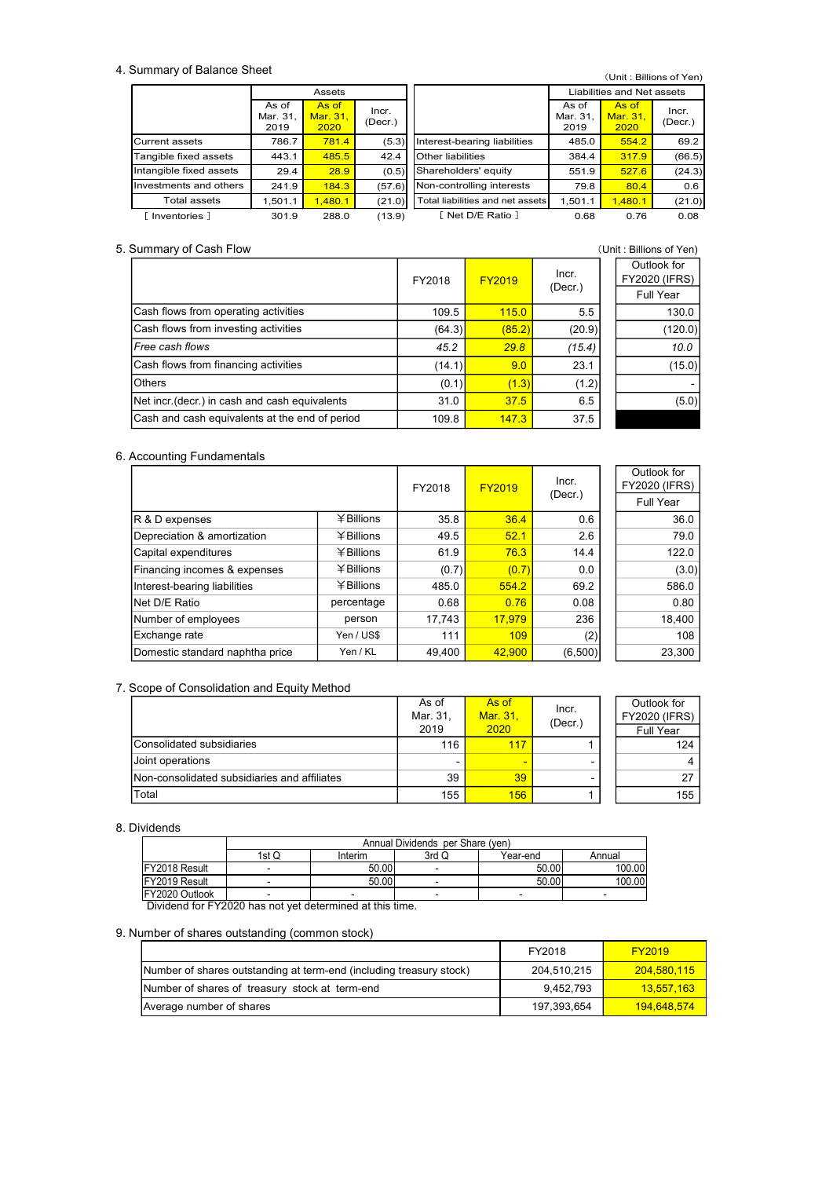## 4. Summary of Balance Sheet

(Unit : Billions of Yen)

| | Assets | | | | Liabilities and Net assets | | |
|---|---|---|---|---|---|---|---|
| | As of Mar. 31, 2019 | As of Mar. 31, 2020 | Incr. (Decr.) | | As of Mar. 31, 2019 | As of Mar. 31, 2020 | Incr. (Decr.) |
| Current assets | 786.7 | 781.4 | (5.3) | Interest-bearing liabilities | 485.0 | 554.2 | 69.2 |
| Tangible fixed assets | 443.1 | 485.5 | 42.4 | Other liabilities | 384.4 | 317.9 | (66.5) |
| Intangible fixed assets | 29.4 | 28.9 | (0.5) | Shareholders' equity | 551.9 | 527.6 | (24.3) |
| Investments and others | 241.9 | 184.3 | (57.6) | Non-controlling interests | 79.8 | 80.4 | 0.6 |
| Total assets | 1,501.1 | 1,480.1 | (21.0) | Total liabilities and net assets | 1,501.1 | 1,480.1 | (21.0) |
| [ Inventories ] | 301.9 | 288.0 | (13.9) | [ Net D/E Ratio ] | 0.68 | 0.76 | 0.08 |

## 5. Summary of Cash Flow

(Unit : Billions of Yen)

| | FY2018 | FY2019 | Incr. (Decr.) | Outlook for FY2020 (IFRS) Full Year |
|---|---|---|---|---|
| Cash flows from operating activities | 109.5 | 115.0 | 5.5 | 130.0 |
| Cash flows from investing activities | (64.3) | (85.2) | (20.9) | (120.0) |
| *Free cash flows* | *45.2* | *29.8* | *(15.4)* | *10.0* |
| Cash flows from financing activities | (14.1) | 9.0 | 23.1 | (15.0) |
| Others | (0.1) | (1.3) | (1.2) | - |
| Net incr.(decr.) in cash and cash equivalents | 31.0 | 37.5 | 6.5 | (5.0) |
| Cash and cash equivalents at the end of period | 109.8 | 147.3 | 37.5 | |

## 6. Accounting Fundamentals

| | | FY2018 | FY2019 | Incr. (Decr.) | Outlook for FY2020 (IFRS) Full Year |
|---|---|---|---|---|---|
| R & D expenses | ¥Billions | 35.8 | 36.4 | 0.6 | 36.0 |
| Depreciation & amortization | ¥Billions | 49.5 | 52.1 | 2.6 | 79.0 |
| Capital expenditures | ¥Billions | 61.9 | 76.3 | 14.4 | 122.0 |
| Financing incomes & expenses | ¥Billions | (0.7) | (0.7) | 0.0 | (3.0) |
| Interest-bearing liabilities | ¥Billions | 485.0 | 554.2 | 69.2 | 586.0 |
| Net D/E Ratio | percentage | 0.68 | 0.76 | 0.08 | 0.80 |
| Number of employees | person | 17,743 | 17,979 | 236 | 18,400 |
| Exchange rate | Yen / US$ | 111 | 109 | (2) | 108 |
| Domestic standard naphtha price | Yen / KL | 49,400 | 42,900 | (6,500) | 23,300 |

## 7. Scope of Consolidation and Equity Method

| | As of Mar. 31, 2019 | As of Mar. 31, 2020 | Incr. (Decr.) | Outlook for FY2020 (IFRS) Full Year |
|---|---|---|---|---|
| Consolidated subsidiaries | 116 | 117 | 1 | 124 |
| Joint operations | - | - | - | 4 |
| Non-consolidated subsidiaries and affiliates | 39 | 39 | - | 27 |
| Total | 155 | 156 | 1 | 155 |

## 8. Dividends

| | Annual Dividends per Share (yen) | | | | |
|---|---|---|---|---|---|
| | 1st Q | Interim | 3rd Q | Year-end | Annual |
| FY2018 Result | - | 50.00 | - | 50.00 | 100.00 |
| FY2019 Result | - | 50.00 | - | 50.00 | 100.00 |
| FY2020 Outlook | - | - | - | - | - |

Dividend for FY2020 has not yet determined at this time.

## 9. Number of shares outstanding (common stock)

| | FY2018 | FY2019 |
|---|---|---|
| Number of shares outstanding at term-end (including treasury stock) | 204,510,215 | 204,580,115 |
| Number of shares of treasury stock at term-end | 9,452,793 | 13,557,163 |
| Average number of shares | 197,393,654 | 194,648,574 |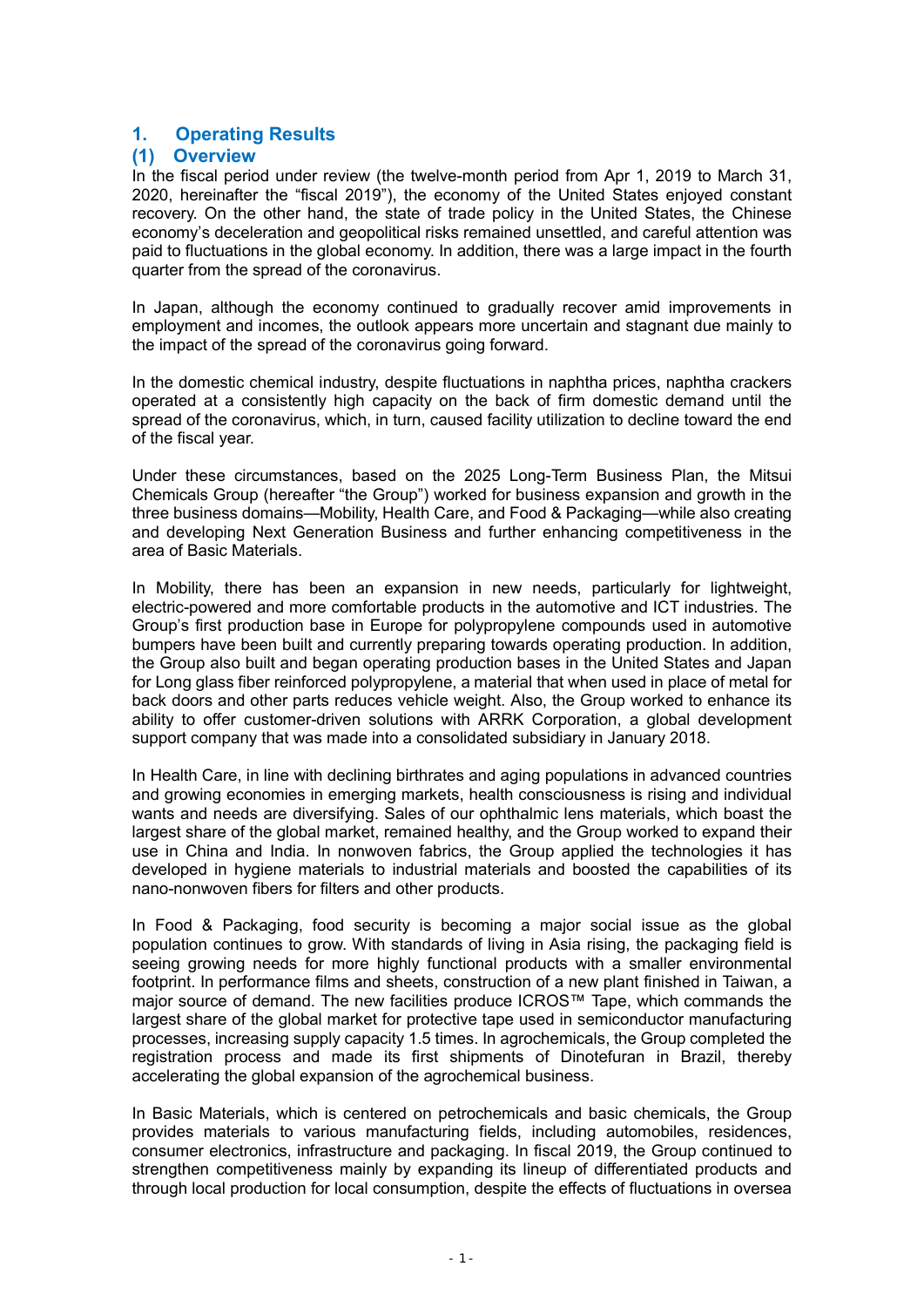# 1. Operating Results

## (1) Overview

In the fiscal period under review (the twelve-month period from Apr 1, 2019 to March 31, 2020, hereinafter the "fiscal 2019"), the economy of the United States enjoyed constant recovery. On the other hand, the state of trade policy in the United States, the Chinese economy's deceleration and geopolitical risks remained unsettled, and careful attention was paid to fluctuations in the global economy. In addition, there was a large impact in the fourth quarter from the spread of the coronavirus.

In Japan, although the economy continued to gradually recover amid improvements in employment and incomes, the outlook appears more uncertain and stagnant due mainly to the impact of the spread of the coronavirus going forward.

In the domestic chemical industry, despite fluctuations in naphtha prices, naphtha crackers operated at a consistently high capacity on the back of firm domestic demand until the spread of the coronavirus, which, in turn, caused facility utilization to decline toward the end of the fiscal year.

Under these circumstances, based on the 2025 Long-Term Business Plan, the Mitsui Chemicals Group (hereafter "the Group") worked for business expansion and growth in the three business domains—Mobility, Health Care, and Food & Packaging—while also creating and developing Next Generation Business and further enhancing competitiveness in the area of Basic Materials.

In Mobility, there has been an expansion in new needs, particularly for lightweight, electric-powered and more comfortable products in the automotive and ICT industries. The Group's first production base in Europe for polypropylene compounds used in automotive bumpers have been built and currently preparing towards operating production. In addition, the Group also built and began operating production bases in the United States and Japan for Long glass fiber reinforced polypropylene, a material that when used in place of metal for back doors and other parts reduces vehicle weight. Also, the Group worked to enhance its ability to offer customer-driven solutions with ARRK Corporation, a global development support company that was made into a consolidated subsidiary in January 2018.

In Health Care, in line with declining birthrates and aging populations in advanced countries and growing economies in emerging markets, health consciousness is rising and individual wants and needs are diversifying. Sales of our ophthalmic lens materials, which boast the largest share of the global market, remained healthy, and the Group worked to expand their use in China and India. In nonwoven fabrics, the Group applied the technologies it has developed in hygiene materials to industrial materials and boosted the capabilities of its nano-nonwoven fibers for filters and other products.

In Food & Packaging, food security is becoming a major social issue as the global population continues to grow. With standards of living in Asia rising, the packaging field is seeing growing needs for more highly functional products with a smaller environmental footprint. In performance films and sheets, construction of a new plant finished in Taiwan, a major source of demand. The new facilities produce ICROS™ Tape, which commands the largest share of the global market for protective tape used in semiconductor manufacturing processes, increasing supply capacity 1.5 times. In agrochemicals, the Group completed the registration process and made its first shipments of Dinotefuran in Brazil, thereby accelerating the global expansion of the agrochemical business.

In Basic Materials, which is centered on petrochemicals and basic chemicals, the Group provides materials to various manufacturing fields, including automobiles, residences, consumer electronics, infrastructure and packaging. In fiscal 2019, the Group continued to strengthen competitiveness mainly by expanding its lineup of differentiated products and through local production for local consumption, despite the effects of fluctuations in oversea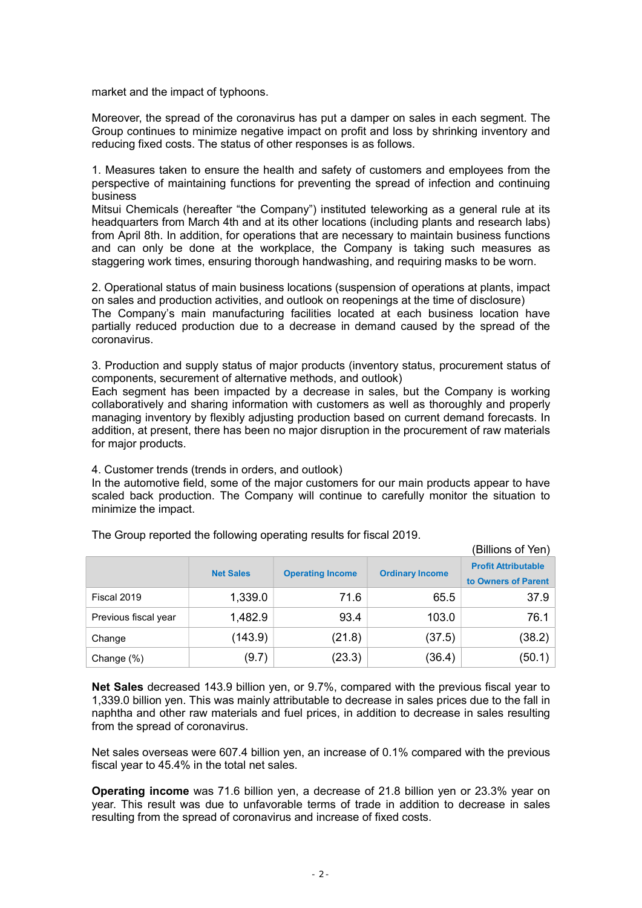market and the impact of typhoons.

Moreover, the spread of the coronavirus has put a damper on sales in each segment. The Group continues to minimize negative impact on profit and loss by shrinking inventory and reducing fixed costs. The status of other responses is as follows.

1. Measures taken to ensure the health and safety of customers and employees from the perspective of maintaining functions for preventing the spread of infection and continuing business
Mitsui Chemicals (hereafter "the Company") instituted teleworking as a general rule at its headquarters from March 4th and at its other locations (including plants and research labs) from April 8th. In addition, for operations that are necessary to maintain business functions and can only be done at the workplace, the Company is taking such measures as staggering work times, ensuring thorough handwashing, and requiring masks to be worn.

2. Operational status of main business locations (suspension of operations at plants, impact on sales and production activities, and outlook on reopenings at the time of disclosure)
The Company's main manufacturing facilities located at each business location have partially reduced production due to a decrease in demand caused by the spread of the coronavirus.

3. Production and supply status of major products (inventory status, procurement status of components, securement of alternative methods, and outlook)
Each segment has been impacted by a decrease in sales, but the Company is working collaboratively and sharing information with customers as well as thoroughly and properly managing inventory by flexibly adjusting production based on current demand forecasts. In addition, at present, there has been no major disruption in the procurement of raw materials for major products.

4. Customer trends (trends in orders, and outlook)
In the automotive field, some of the major customers for our main products appear to have scaled back production. The Company will continue to carefully monitor the situation to minimize the impact.

The Group reported the following operating results for fiscal 2019.

(Billions of Yen)

| | Net Sales | Operating Income | Ordinary Income | Profit Attributable to Owners of Parent |
|---|---|---|---|---|
| Fiscal 2019 | 1,339.0 | 71.6 | 65.5 | 37.9 |
| Previous fiscal year | 1,482.9 | 93.4 | 103.0 | 76.1 |
| Change | (143.9) | (21.8) | (37.5) | (38.2) |
| Change (%) | (9.7) | (23.3) | (36.4) | (50.1) |

**Net Sales** decreased 143.9 billion yen, or 9.7%, compared with the previous fiscal year to 1,339.0 billion yen. This was mainly attributable to decrease in sales prices due to the fall in naphtha and other raw materials and fuel prices, in addition to decrease in sales resulting from the spread of coronavirus.

Net sales overseas were 607.4 billion yen, an increase of 0.1% compared with the previous fiscal year to 45.4% in the total net sales.

**Operating income** was 71.6 billion yen, a decrease of 21.8 billion yen or 23.3% year on year. This result was due to unfavorable terms of trade in addition to decrease in sales resulting from the spread of coronavirus and increase of fixed costs.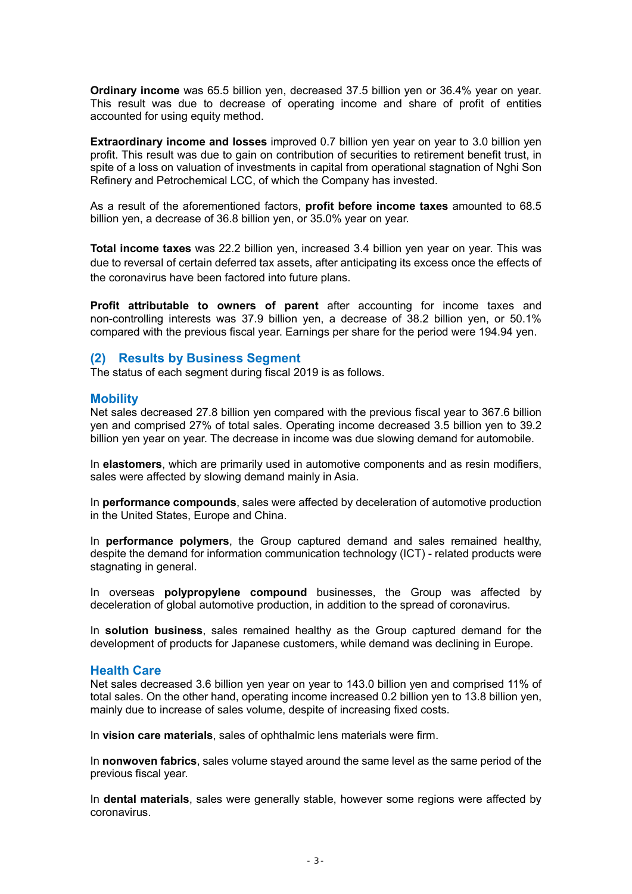**Ordinary income** was 65.5 billion yen, decreased 37.5 billion yen or 36.4% year on year. This result was due to decrease of operating income and share of profit of entities accounted for using equity method.

**Extraordinary income and losses** improved 0.7 billion yen year on year to 3.0 billion yen profit. This result was due to gain on contribution of securities to retirement benefit trust, in spite of a loss on valuation of investments in capital from operational stagnation of Nghi Son Refinery and Petrochemical LCC, of which the Company has invested.

As a result of the aforementioned factors, **profit before income taxes** amounted to 68.5 billion yen, a decrease of 36.8 billion yen, or 35.0% year on year.

**Total income taxes** was 22.2 billion yen, increased 3.4 billion yen year on year. This was due to reversal of certain deferred tax assets, after anticipating its excess once the effects of the coronavirus have been factored into future plans.

**Profit attributable to owners of parent** after accounting for income taxes and non-controlling interests was 37.9 billion yen, a decrease of 38.2 billion yen, or 50.1% compared with the previous fiscal year. Earnings per share for the period were 194.94 yen.

## (2) Results by Business Segment

The status of each segment during fiscal 2019 is as follows.

### Mobility

Net sales decreased 27.8 billion yen compared with the previous fiscal year to 367.6 billion yen and comprised 27% of total sales. Operating income decreased 3.5 billion yen to 39.2 billion yen year on year. The decrease in income was due slowing demand for automobile.

In **elastomers**, which are primarily used in automotive components and as resin modifiers, sales were affected by slowing demand mainly in Asia.

In **performance compounds**, sales were affected by deceleration of automotive production in the United States, Europe and China.

In **performance polymers**, the Group captured demand and sales remained healthy, despite the demand for information communication technology (ICT) - related products were stagnating in general.

In overseas **polypropylene compound** businesses, the Group was affected by deceleration of global automotive production, in addition to the spread of coronavirus.

In **solution business**, sales remained healthy as the Group captured demand for the development of products for Japanese customers, while demand was declining in Europe.

### Health Care

Net sales decreased 3.6 billion yen year on year to 143.0 billion yen and comprised 11% of total sales. On the other hand, operating income increased 0.2 billion yen to 13.8 billion yen, mainly due to increase of sales volume, despite of increasing fixed costs.

In **vision care materials**, sales of ophthalmic lens materials were firm.

In **nonwoven fabrics**, sales volume stayed around the same level as the same period of the previous fiscal year.

In **dental materials**, sales were generally stable, however some regions were affected by coronavirus.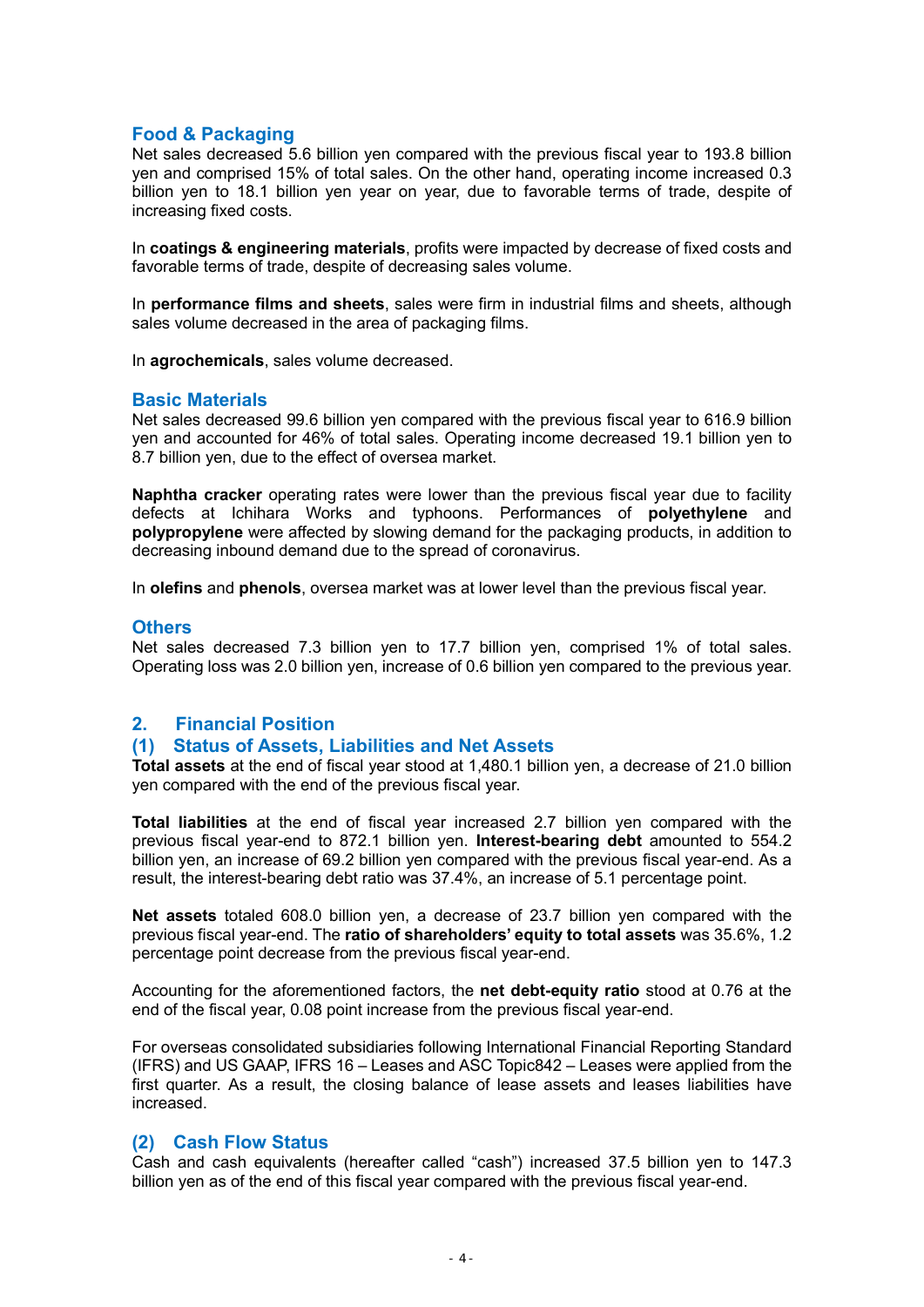### Food & Packaging

Net sales decreased 5.6 billion yen compared with the previous fiscal year to 193.8 billion yen and comprised 15% of total sales. On the other hand, operating income increased 0.3 billion yen to 18.1 billion yen year on year, due to favorable terms of trade, despite of increasing fixed costs.

In **coatings & engineering materials**, profits were impacted by decrease of fixed costs and favorable terms of trade, despite of decreasing sales volume.

In **performance films and sheets**, sales were firm in industrial films and sheets, although sales volume decreased in the area of packaging films.

In **agrochemicals**, sales volume decreased.

### Basic Materials

Net sales decreased 99.6 billion yen compared with the previous fiscal year to 616.9 billion yen and accounted for 46% of total sales. Operating income decreased 19.1 billion yen to 8.7 billion yen, due to the effect of oversea market.

**Naphtha cracker** operating rates were lower than the previous fiscal year due to facility defects at Ichihara Works and typhoons. Performances of **polyethylene** and **polypropylene** were affected by slowing demand for the packaging products, in addition to decreasing inbound demand due to the spread of coronavirus.

In **olefins** and **phenols**, oversea market was at lower level than the previous fiscal year.

### Others

Net sales decreased 7.3 billion yen to 17.7 billion yen, comprised 1% of total sales. Operating loss was 2.0 billion yen, increase of 0.6 billion yen compared to the previous year.

## 2. Financial Position

### (1) Status of Assets, Liabilities and Net Assets

**Total assets** at the end of fiscal year stood at 1,480.1 billion yen, a decrease of 21.0 billion yen compared with the end of the previous fiscal year.

**Total liabilities** at the end of fiscal year increased 2.7 billion yen compared with the previous fiscal year-end to 872.1 billion yen. **Interest-bearing debt** amounted to 554.2 billion yen, an increase of 69.2 billion yen compared with the previous fiscal year-end. As a result, the interest-bearing debt ratio was 37.4%, an increase of 5.1 percentage point.

**Net assets** totaled 608.0 billion yen, a decrease of 23.7 billion yen compared with the previous fiscal year-end. The **ratio of shareholders' equity to total assets** was 35.6%, 1.2 percentage point decrease from the previous fiscal year-end.

Accounting for the aforementioned factors, the **net debt-equity ratio** stood at 0.76 at the end of the fiscal year, 0.08 point increase from the previous fiscal year-end.

For overseas consolidated subsidiaries following International Financial Reporting Standard (IFRS) and US GAAP, IFRS 16 – Leases and ASC Topic842 – Leases were applied from the first quarter. As a result, the closing balance of lease assets and leases liabilities have increased.

### (2) Cash Flow Status

Cash and cash equivalents (hereafter called "cash") increased 37.5 billion yen to 147.3 billion yen as of the end of this fiscal year compared with the previous fiscal year-end.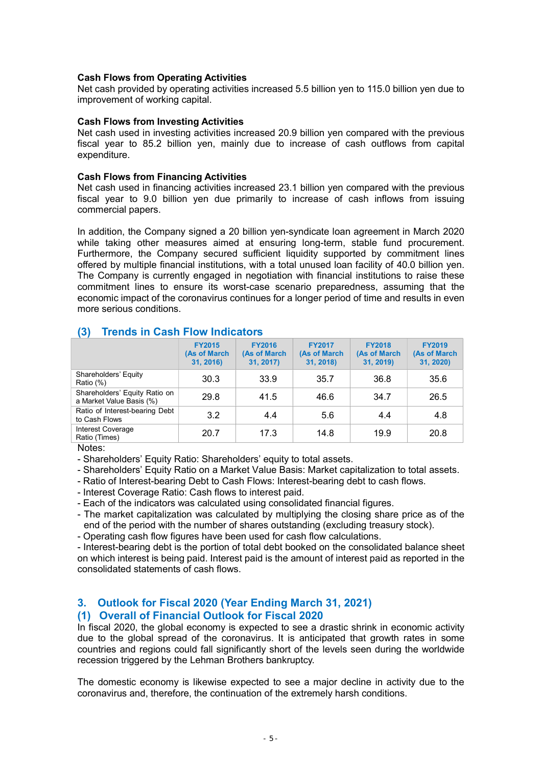**Cash Flows from Operating Activities**

Net cash provided by operating activities increased 5.5 billion yen to 115.0 billion yen due to improvement of working capital.

**Cash Flows from Investing Activities**

Net cash used in investing activities increased 20.9 billion yen compared with the previous fiscal year to 85.2 billion yen, mainly due to increase of cash outflows from capital expenditure.

**Cash Flows from Financing Activities**

Net cash used in financing activities increased 23.1 billion yen compared with the previous fiscal year to 9.0 billion yen due primarily to increase of cash inflows from issuing commercial papers.

In addition, the Company signed a 20 billion yen-syndicate loan agreement in March 2020 while taking other measures aimed at ensuring long-term, stable fund procurement. Furthermore, the Company secured sufficient liquidity supported by commitment lines offered by multiple financial institutions, with a total unused loan facility of 40.0 billion yen. The Company is currently engaged in negotiation with financial institutions to raise these commitment lines to ensure its worst-case scenario preparedness, assuming that the economic impact of the coronavirus continues for a longer period of time and results in even more serious conditions.

## (3) Trends in Cash Flow Indicators

| | FY2015 (As of March 31, 2016) | FY2016 (As of March 31, 2017) | FY2017 (As of March 31, 2018) | FY2018 (As of March 31, 2019) | FY2019 (As of March 31, 2020) |
|---|---|---|---|---|---|
| Shareholders' Equity Ratio (%) | 30.3 | 33.9 | 35.7 | 36.8 | 35.6 |
| Shareholders' Equity Ratio on a Market Value Basis (%) | 29.8 | 41.5 | 46.6 | 34.7 | 26.5 |
| Ratio of Interest-bearing Debt to Cash Flows | 3.2 | 4.4 | 5.6 | 4.4 | 4.8 |
| Interest Coverage Ratio (Times) | 20.7 | 17.3 | 14.8 | 19.9 | 20.8 |

Notes:

- Shareholders' Equity Ratio: Shareholders' equity to total assets.
- Shareholders' Equity Ratio on a Market Value Basis: Market capitalization to total assets.
- Ratio of Interest-bearing Debt to Cash Flows: Interest-bearing debt to cash flows.
- Interest Coverage Ratio: Cash flows to interest paid.
- Each of the indicators was calculated using consolidated financial figures.
- The market capitalization was calculated by multiplying the closing share price as of the end of the period with the number of shares outstanding (excluding treasury stock).
- Operating cash flow figures have been used for cash flow calculations.
- Interest-bearing debt is the portion of total debt booked on the consolidated balance sheet on which interest is being paid. Interest paid is the amount of interest paid as reported in the consolidated statements of cash flows.

# 3. Outlook for Fiscal 2020 (Year Ending March 31, 2021)

## (1) Overall of Financial Outlook for Fiscal 2020

In fiscal 2020, the global economy is expected to see a drastic shrink in economic activity due to the global spread of the coronavirus. It is anticipated that growth rates in some countries and regions could fall significantly short of the levels seen during the worldwide recession triggered by the Lehman Brothers bankruptcy.

The domestic economy is likewise expected to see a major decline in activity due to the coronavirus and, therefore, the continuation of the extremely harsh conditions.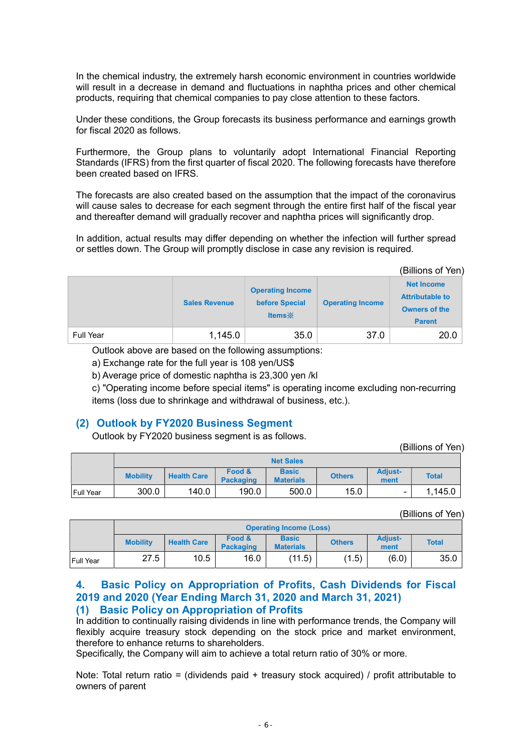In the chemical industry, the extremely harsh economic environment in countries worldwide will result in a decrease in demand and fluctuations in naphtha prices and other chemical products, requiring that chemical companies to pay close attention to these factors.

Under these conditions, the Group forecasts its business performance and earnings growth for fiscal 2020 as follows.

Furthermore, the Group plans to voluntarily adopt International Financial Reporting Standards (IFRS) from the first quarter of fiscal 2020. The following forecasts have therefore been created based on IFRS.

The forecasts are also created based on the assumption that the impact of the coronavirus will cause sales to decrease for each segment through the entire first half of the fiscal year and thereafter demand will gradually recover and naphtha prices will significantly drop.

In addition, actual results may differ depending on whether the infection will further spread or settles down. The Group will promptly disclose in case any revision is required.

(Billions of Yen)

| | Sales Revenue | Operating Income before Special Items※ | Operating Income | Net Income Attributable to Owners of the Parent |
|---|---|---|---|---|
| Full Year | 1,145.0 | 35.0 | 37.0 | 20.0 |

Outlook above are based on the following assumptions:

a) Exchange rate for the full year is 108 yen/US$

b) Average price of domestic naphtha is 23,300 yen /kl

c) "Operating income before special items" is operating income excluding non-recurring items (loss due to shrinkage and withdrawal of business, etc.).

## (2) Outlook by FY2020 Business Segment

Outlook by FY2020 business segment is as follows.

(Billions of Yen)

| | Net Sales | | | | | | |
|---|---|---|---|---|---|---|---|
| | Mobility | Health Care | Food & Packaging | Basic Materials | Others | Adjust-ment | Total |
| Full Year | 300.0 | 140.0 | 190.0 | 500.0 | 15.0 | - | 1,145.0 |

(Billions of Yen)

| | Operating Income (Loss) | | | | | | |
|---|---|---|---|---|---|---|---|
| | Mobility | Health Care | Food & Packaging | Basic Materials | Others | Adjust-ment | Total |
| Full Year | 27.5 | 10.5 | 16.0 | (11.5) | (1.5) | (6.0) | 35.0 |

## 4. Basic Policy on Appropriation of Profits, Cash Dividends for Fiscal 2019 and 2020 (Year Ending March 31, 2020 and March 31, 2021)

### (1) Basic Policy on Appropriation of Profits

In addition to continually raising dividends in line with performance trends, the Company will flexibly acquire treasury stock depending on the stock price and market environment, therefore to enhance returns to shareholders.

Specifically, the Company will aim to achieve a total return ratio of 30% or more.

Note: Total return ratio = (dividends paid + treasury stock acquired) / profit attributable to owners of parent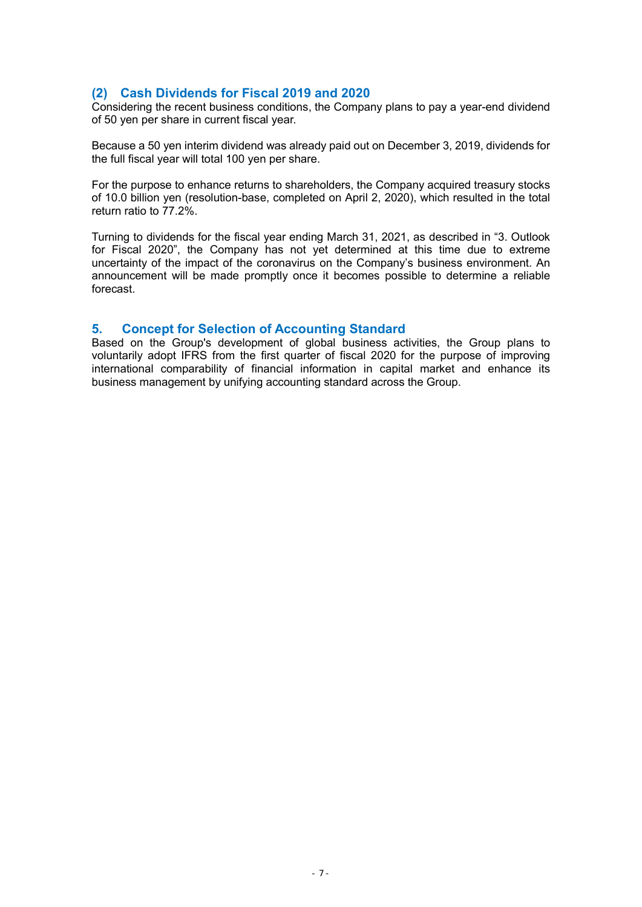### (2) Cash Dividends for Fiscal 2019 and 2020

Considering the recent business conditions, the Company plans to pay a year-end dividend of 50 yen per share in current fiscal year.

Because a 50 yen interim dividend was already paid out on December 3, 2019, dividends for the full fiscal year will total 100 yen per share.

For the purpose to enhance returns to shareholders, the Company acquired treasury stocks of 10.0 billion yen (resolution-base, completed on April 2, 2020), which resulted in the total return ratio to 77.2%.

Turning to dividends for the fiscal year ending March 31, 2021, as described in "3. Outlook for Fiscal 2020", the Company has not yet determined at this time due to extreme uncertainty of the impact of the coronavirus on the Company's business environment. An announcement will be made promptly once it becomes possible to determine a reliable forecast.

## 5. Concept for Selection of Accounting Standard

Based on the Group's development of global business activities, the Group plans to voluntarily adopt IFRS from the first quarter of fiscal 2020 for the purpose of improving international comparability of financial information in capital market and enhance its business management by unifying accounting standard across the Group.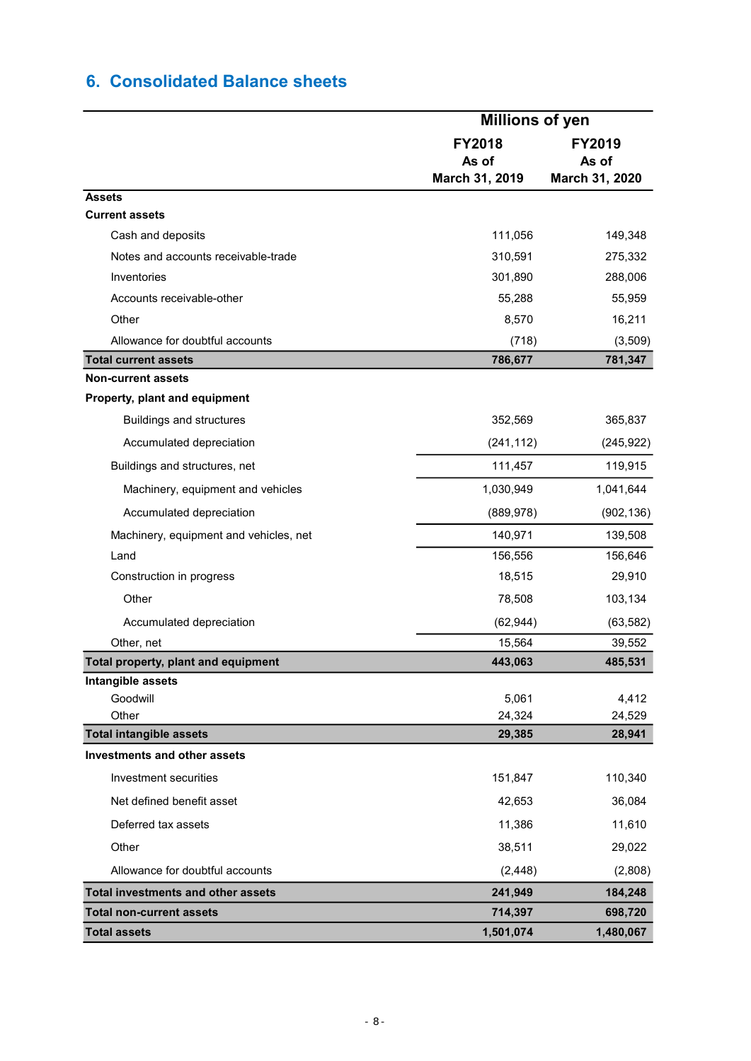## 6. Consolidated Balance sheets

| | Millions of yen | |
|---|---|---|
| | FY2018 As of March 31, 2019 | FY2019 As of March 31, 2020 |
| **Assets** | | |
| **Current assets** | | |
| Cash and deposits | 111,056 | 149,348 |
| Notes and accounts receivable-trade | 310,591 | 275,332 |
| Inventories | 301,890 | 288,006 |
| Accounts receivable-other | 55,288 | 55,959 |
| Other | 8,570 | 16,211 |
| Allowance for doubtful accounts | (718) | (3,509) |
| **Total current assets** | **786,677** | **781,347** |
| **Non-current assets** | | |
| **Property, plant and equipment** | | |
| Buildings and structures | 352,569 | 365,837 |
| Accumulated depreciation | (241,112) | (245,922) |
| Buildings and structures, net | 111,457 | 119,915 |
| Machinery, equipment and vehicles | 1,030,949 | 1,041,644 |
| Accumulated depreciation | (889,978) | (902,136) |
| Machinery, equipment and vehicles, net | 140,971 | 139,508 |
| Land | 156,556 | 156,646 |
| Construction in progress | 18,515 | 29,910 |
| Other | 78,508 | 103,134 |
| Accumulated depreciation | (62,944) | (63,582) |
| Other, net | 15,564 | 39,552 |
| **Total property, plant and equipment** | **443,063** | **485,531** |
| **Intangible assets** | | |
| Goodwill | 5,061 | 4,412 |
| Other | 24,324 | 24,529 |
| **Total intangible assets** | **29,385** | **28,941** |
| **Investments and other assets** | | |
| Investment securities | 151,847 | 110,340 |
| Net defined benefit asset | 42,653 | 36,084 |
| Deferred tax assets | 11,386 | 11,610 |
| Other | 38,511 | 29,022 |
| Allowance for doubtful accounts | (2,448) | (2,808) |
| **Total investments and other assets** | **241,949** | **184,248** |
| **Total non-current assets** | **714,397** | **698,720** |
| **Total assets** | **1,501,074** | **1,480,067** |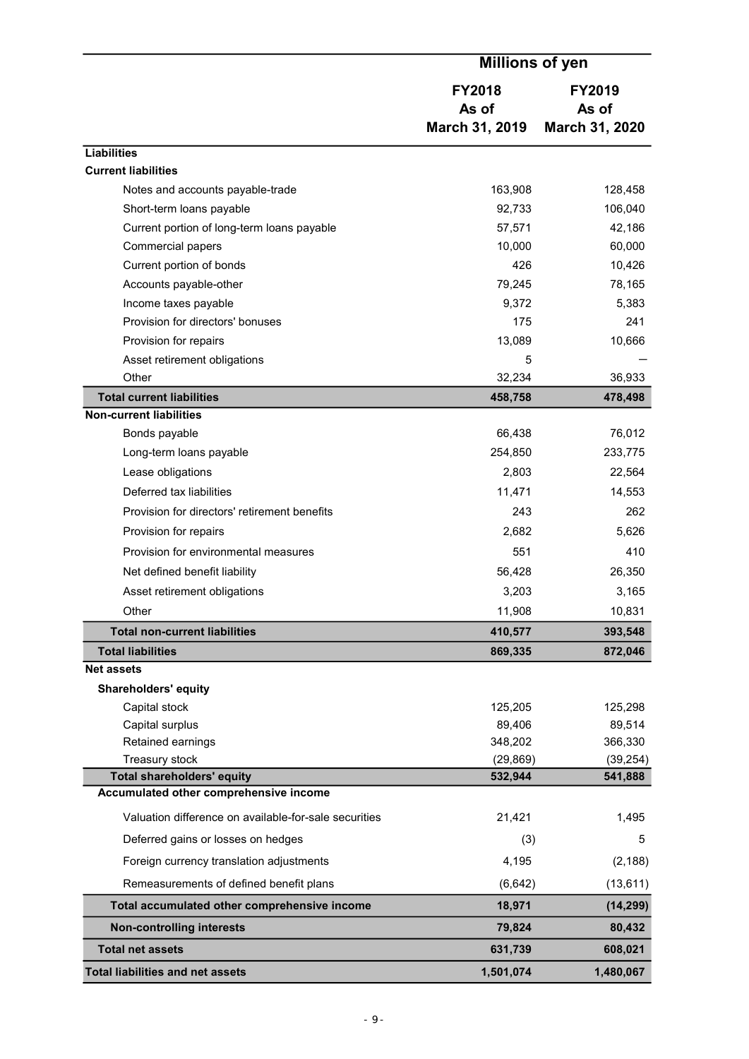| | Millions of yen | |
|---|---|---|
| | FY2018<br>As of<br>March 31, 2019 | FY2019<br>As of<br>March 31, 2020 |
| **Liabilities** | | |
| **Current liabilities** | | |
| Notes and accounts payable-trade | 163,908 | 128,458 |
| Short-term loans payable | 92,733 | 106,040 |
| Current portion of long-term loans payable | 57,571 | 42,186 |
| Commercial papers | 10,000 | 60,000 |
| Current portion of bonds | 426 | 10,426 |
| Accounts payable-other | 79,245 | 78,165 |
| Income taxes payable | 9,372 | 5,383 |
| Provision for directors' bonuses | 175 | 241 |
| Provision for repairs | 13,089 | 10,666 |
| Asset retirement obligations | 5 | — |
| Other | 32,234 | 36,933 |
| **Total current liabilities** | **458,758** | **478,498** |
| **Non-current liabilities** | | |
| Bonds payable | 66,438 | 76,012 |
| Long-term loans payable | 254,850 | 233,775 |
| Lease obligations | 2,803 | 22,564 |
| Deferred tax liabilities | 11,471 | 14,553 |
| Provision for directors' retirement benefits | 243 | 262 |
| Provision for repairs | 2,682 | 5,626 |
| Provision for environmental measures | 551 | 410 |
| Net defined benefit liability | 56,428 | 26,350 |
| Asset retirement obligations | 3,203 | 3,165 |
| Other | 11,908 | 10,831 |
| **Total non-current liabilities** | **410,577** | **393,548** |
| **Total liabilities** | **869,335** | **872,046** |
| **Net assets** | | |
| **Shareholders' equity** | | |
| Capital stock | 125,205 | 125,298 |
| Capital surplus | 89,406 | 89,514 |
| Retained earnings | 348,202 | 366,330 |
| Treasury stock | (29,869) | (39,254) |
| **Total shareholders' equity** | **532,944** | **541,888** |
| **Accumulated other comprehensive income** | | |
| Valuation difference on available-for-sale securities | 21,421 | 1,495 |
| Deferred gains or losses on hedges | (3) | 5 |
| Foreign currency translation adjustments | 4,195 | (2,188) |
| Remeasurements of defined benefit plans | (6,642) | (13,611) |
| **Total accumulated other comprehensive income** | **18,971** | **(14,299)** |
| **Non-controlling interests** | **79,824** | **80,432** |
| **Total net assets** | **631,739** | **608,021** |
| **Total liabilities and net assets** | **1,501,074** | **1,480,067** |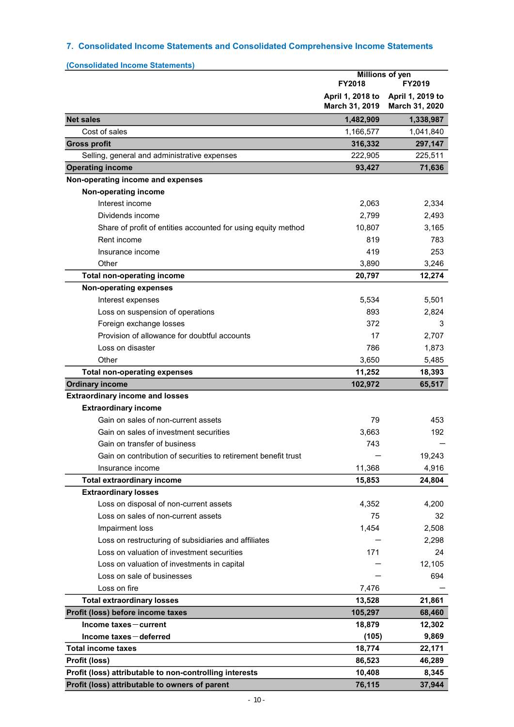## 7. Consolidated Income Statements and Consolidated Comprehensive Income Statements

### (Consolidated Income Statements)

| | Millions of yen | |
|---|---|---|
| | FY2018<br>April 1, 2018 to March 31, 2019 | FY2019<br>April 1, 2019 to March 31, 2020 |
| **Net sales** | **1,482,909** | **1,338,987** |
| Cost of sales | 1,166,577 | 1,041,840 |
| **Gross profit** | **316,332** | **297,147** |
| Selling, general and administrative expenses | 222,905 | 225,511 |
| **Operating income** | **93,427** | **71,636** |
| **Non-operating income and expenses** | | |
| **Non-operating income** | | |
| Interest income | 2,063 | 2,334 |
| Dividends income | 2,799 | 2,493 |
| Share of profit of entities accounted for using equity method | 10,807 | 3,165 |
| Rent income | 819 | 783 |
| Insurance income | 419 | 253 |
| Other | 3,890 | 3,246 |
| **Total non-operating income** | **20,797** | **12,274** |
| **Non-operating expenses** | | |
| Interest expenses | 5,534 | 5,501 |
| Loss on suspension of operations | 893 | 2,824 |
| Foreign exchange losses | 372 | 3 |
| Provision of allowance for doubtful accounts | 17 | 2,707 |
| Loss on disaster | 786 | 1,873 |
| Other | 3,650 | 5,485 |
| **Total non-operating expenses** | **11,252** | **18,393** |
| **Ordinary income** | **102,972** | **65,517** |
| **Extraordinary income and losses** | | |
| **Extraordinary income** | | |
| Gain on sales of non-current assets | 79 | 453 |
| Gain on sales of investment securities | 3,663 | 192 |
| Gain on transfer of business | 743 | — |
| Gain on contribution of securities to retirement benefit trust | — | 19,243 |
| Insurance income | 11,368 | 4,916 |
| **Total extraordinary income** | **15,853** | **24,804** |
| **Extraordinary losses** | | |
| Loss on disposal of non-current assets | 4,352 | 4,200 |
| Loss on sales of non-current assets | 75 | 32 |
| Impairment loss | 1,454 | 2,508 |
| Loss on restructuring of subsidiaries and affiliates | — | 2,298 |
| Loss on valuation of investment securities | 171 | 24 |
| Loss on valuation of investments in capital | — | 12,105 |
| Loss on sale of businesses | — | 694 |
| Loss on fire | 7,476 | — |
| **Total extraordinary losses** | **13,528** | **21,861** |
| **Profit (loss) before income taxes** | **105,297** | **68,460** |
| **Income taxes－current** | **18,879** | **12,302** |
| **Income taxes－deferred** | **(105)** | **9,869** |
| **Total income taxes** | **18,774** | **22,171** |
| **Profit (loss)** | **86,523** | **46,289** |
| **Profit (loss) attributable to non-controlling interests** | **10,408** | **8,345** |
| **Profit (loss) attributable to owners of parent** | **76,115** | **37,944** |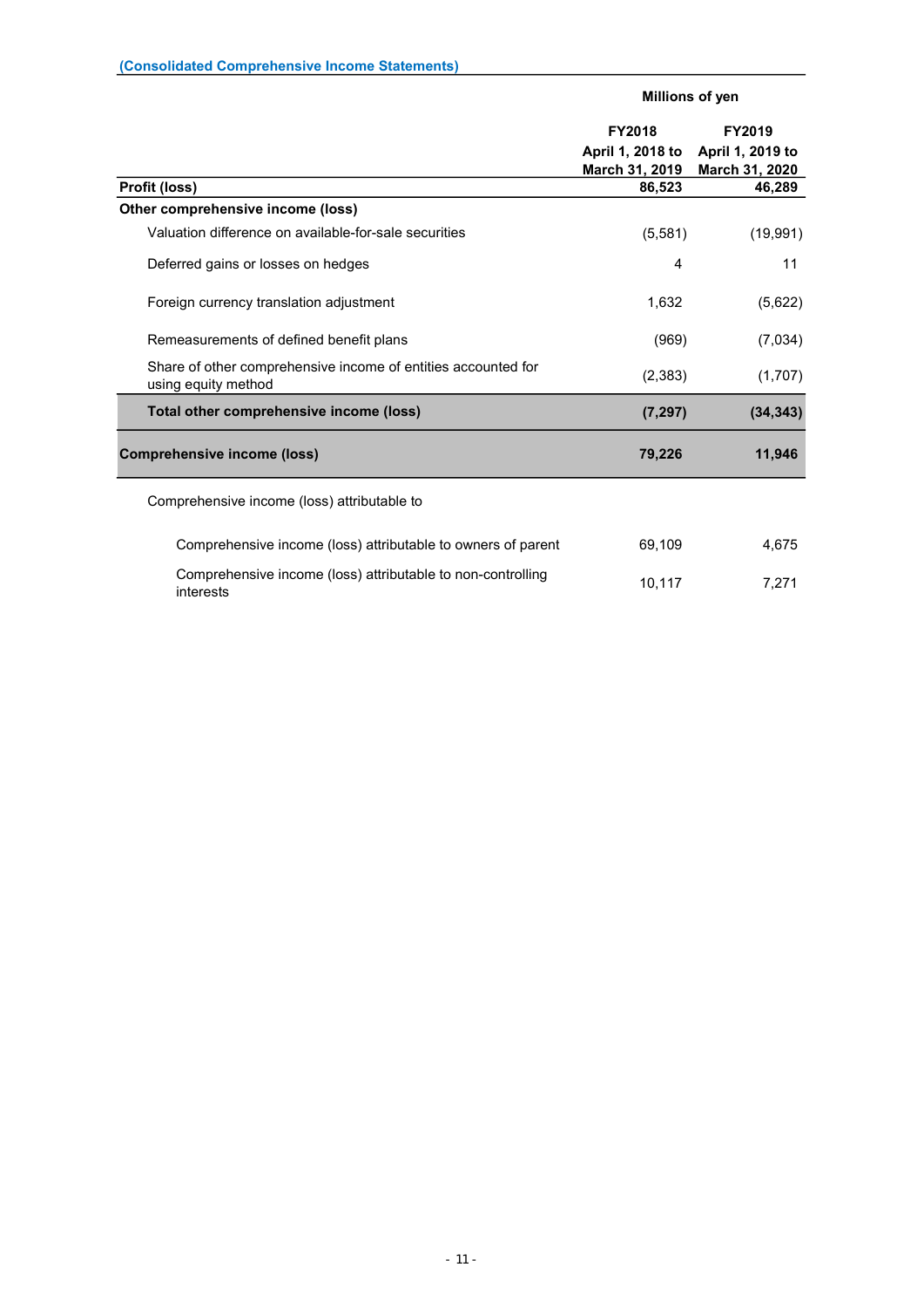### (Consolidated Comprehensive Income Statements)

| | Millions of yen | |
|---|---|---|
| | FY2018<br>April 1, 2018 to<br>March 31, 2019 | FY2019<br>April 1, 2019 to<br>March 31, 2020 |
| **Profit (loss)** | **86,523** | **46,289** |
| **Other comprehensive income (loss)** | | |
| Valuation difference on available-for-sale securities | (5,581) | (19,991) |
| Deferred gains or losses on hedges | 4 | 11 |
| Foreign currency translation adjustment | 1,632 | (5,622) |
| Remeasurements of defined benefit plans | (969) | (7,034) |
| Share of other comprehensive income of entities accounted for using equity method | (2,383) | (1,707) |
| **Total other comprehensive income (loss)** | **(7,297)** | **(34,343)** |
| **Comprehensive income (loss)** | **79,226** | **11,946** |
| Comprehensive income (loss) attributable to | | |
| Comprehensive income (loss) attributable to owners of parent | 69,109 | 4,675 |
| Comprehensive income (loss) attributable to non-controlling interests | 10,117 | 7,271 |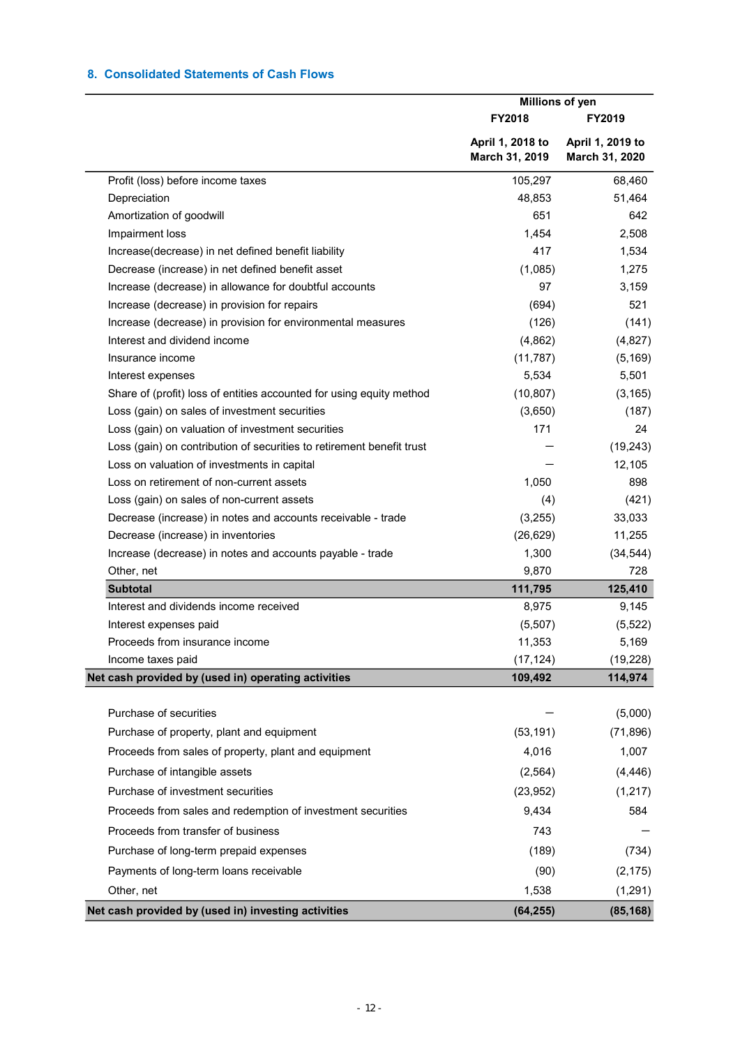## 8. Consolidated Statements of Cash Flows

| | Millions of yen | |
|---|---|---|
| | FY2018 | FY2019 |
| | April 1, 2018 to March 31, 2019 | April 1, 2019 to March 31, 2020 |
| Profit (loss) before income taxes | 105,297 | 68,460 |
| Depreciation | 48,853 | 51,464 |
| Amortization of goodwill | 651 | 642 |
| Impairment loss | 1,454 | 2,508 |
| Increase(decrease) in net defined benefit liability | 417 | 1,534 |
| Decrease (increase) in net defined benefit asset | (1,085) | 1,275 |
| Increase (decrease) in allowance for doubtful accounts | 97 | 3,159 |
| Increase (decrease) in provision for repairs | (694) | 521 |
| Increase (decrease) in provision for environmental measures | (126) | (141) |
| Interest and dividend income | (4,862) | (4,827) |
| Insurance income | (11,787) | (5,169) |
| Interest expenses | 5,534 | 5,501 |
| Share of (profit) loss of entities accounted for using equity method | (10,807) | (3,165) |
| Loss (gain) on sales of investment securities | (3,650) | (187) |
| Loss (gain) on valuation of investment securities | 171 | 24 |
| Loss (gain) on contribution of securities to retirement benefit trust | — | (19,243) |
| Loss on valuation of investments in capital | — | 12,105 |
| Loss on retirement of non-current assets | 1,050 | 898 |
| Loss (gain) on sales of non-current assets | (4) | (421) |
| Decrease (increase) in notes and accounts receivable - trade | (3,255) | 33,033 |
| Decrease (increase) in inventories | (26,629) | 11,255 |
| Increase (decrease) in notes and accounts payable - trade | 1,300 | (34,544) |
| Other, net | 9,870 | 728 |
| **Subtotal** | **111,795** | **125,410** |
| Interest and dividends income received | 8,975 | 9,145 |
| Interest expenses paid | (5,507) | (5,522) |
| Proceeds from insurance income | 11,353 | 5,169 |
| Income taxes paid | (17,124) | (19,228) |
| **Net cash provided by (used in) operating activities** | **109,492** | **114,974** |
| | | |
| Purchase of securities | — | (5,000) |
| Purchase of property, plant and equipment | (53,191) | (71,896) |
| Proceeds from sales of property, plant and equipment | 4,016 | 1,007 |
| Purchase of intangible assets | (2,564) | (4,446) |
| Purchase of investment securities | (23,952) | (1,217) |
| Proceeds from sales and redemption of investment securities | 9,434 | 584 |
| Proceeds from transfer of business | 743 | — |
| Purchase of long-term prepaid expenses | (189) | (734) |
| Payments of long-term loans receivable | (90) | (2,175) |
| Other, net | 1,538 | (1,291) |
| **Net cash provided by (used in) investing activities** | **(64,255)** | **(85,168)** |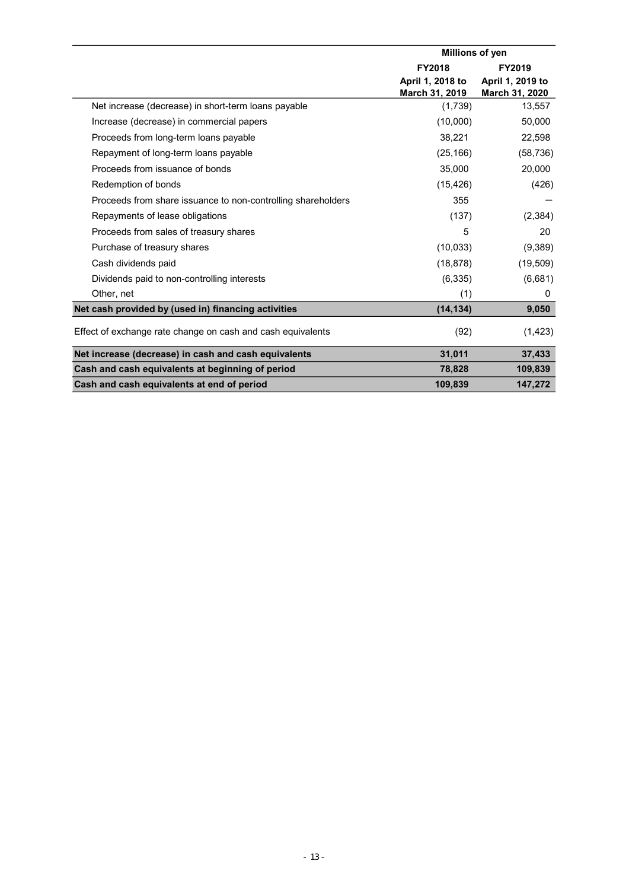| | Millions of yen | |
|---|---|---|
| | FY2018<br>April 1, 2018 to<br>March 31, 2019 | FY2019<br>April 1, 2019 to<br>March 31, 2020 |
| Net increase (decrease) in short-term loans payable | (1,739) | 13,557 |
| Increase (decrease) in commercial papers | (10,000) | 50,000 |
| Proceeds from long-term loans payable | 38,221 | 22,598 |
| Repayment of long-term loans payable | (25,166) | (58,736) |
| Proceeds from issuance of bonds | 35,000 | 20,000 |
| Redemption of bonds | (15,426) | (426) |
| Proceeds from share issuance to non-controlling shareholders | 355 | — |
| Repayments of lease obligations | (137) | (2,384) |
| Proceeds from sales of treasury shares | 5 | 20 |
| Purchase of treasury shares | (10,033) | (9,389) |
| Cash dividends paid | (18,878) | (19,509) |
| Dividends paid to non-controlling interests | (6,335) | (6,681) |
| Other, net | (1) | 0 |
| **Net cash provided by (used in) financing activities** | **(14,134)** | **9,050** |
| Effect of exchange rate change on cash and cash equivalents | (92) | (1,423) |
| **Net increase (decrease) in cash and cash equivalents** | **31,011** | **37,433** |
| **Cash and cash equivalents at beginning of period** | **78,828** | **109,839** |
| **Cash and cash equivalents at end of period** | **109,839** | **147,272** |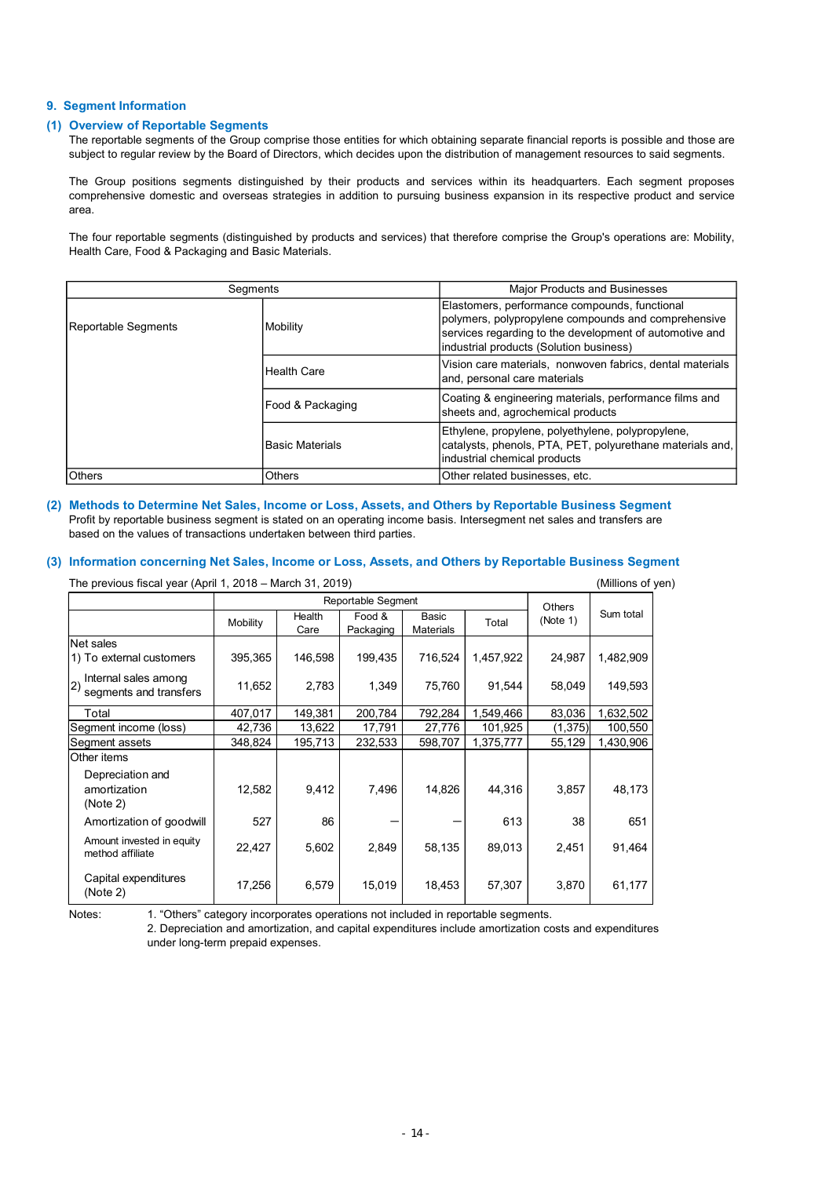## 9. Segment Information

### (1) Overview of Reportable Segments

The reportable segments of the Group comprise those entities for which obtaining separate financial reports is possible and those are subject to regular review by the Board of Directors, which decides upon the distribution of management resources to said segments.

The Group positions segments distinguished by their products and services within its headquarters. Each segment proposes comprehensive domestic and overseas strategies in addition to pursuing business expansion in its respective product and service area.

The four reportable segments (distinguished by products and services) that therefore comprise the Group's operations are: Mobility, Health Care, Food & Packaging and Basic Materials.

| Segments | | Major Products and Businesses |
|---|---|---|
| Reportable Segments | Mobility | Elastomers, performance compounds, functional polymers, polypropylene compounds and comprehensive services regarding to the development of automotive and industrial products (Solution business) |
| | Health Care | Vision care materials, nonwoven fabrics, dental materials and, personal care materials |
| | Food & Packaging | Coating & engineering materials, performance films and sheets and, agrochemical products |
| | Basic Materials | Ethylene, propylene, polyethylene, polypropylene, catalysts, phenols, PTA, PET, polyurethane materials and, industrial chemical products |
| Others | Others | Other related businesses, etc. |

### (2) Methods to Determine Net Sales, Income or Loss, Assets, and Others by Reportable Business Segment

Profit by reportable business segment is stated on an operating income basis. Intersegment net sales and transfers are based on the values of transactions undertaken between third parties.

### (3) Information concerning Net Sales, Income or Loss, Assets, and Others by Reportable Business Segment

The previous fiscal year (April 1, 2018 – March 31, 2019) (Millions of yen)

| | Reportable Segment | | | | | Others (Note 1) | Sum total |
|---|---|---|---|---|---|---|---|
| | Mobility | Health Care | Food & Packaging | Basic Materials | Total | | |
| Net sales | | | | | | | |
| 1) To external customers | 395,365 | 146,598 | 199,435 | 716,524 | 1,457,922 | 24,987 | 1,482,909 |
| 2) Internal sales among segments and transfers | 11,652 | 2,783 | 1,349 | 75,760 | 91,544 | 58,049 | 149,593 |
| Total | 407,017 | 149,381 | 200,784 | 792,284 | 1,549,466 | 83,036 | 1,632,502 |
| Segment income (loss) | 42,736 | 13,622 | 17,791 | 27,776 | 101,925 | (1,375) | 100,550 |
| Segment assets | 348,824 | 195,713 | 232,533 | 598,707 | 1,375,777 | 55,129 | 1,430,906 |
| Other items | | | | | | | |
| Depreciation and amortization (Note 2) | 12,582 | 9,412 | 7,496 | 14,826 | 44,316 | 3,857 | 48,173 |
| Amortization of goodwill | 527 | 86 | — | — | 613 | 38 | 651 |
| Amount invested in equity method affiliate | 22,427 | 5,602 | 2,849 | 58,135 | 89,013 | 2,451 | 91,464 |
| Capital expenditures (Note 2) | 17,256 | 6,579 | 15,019 | 18,453 | 57,307 | 3,870 | 61,177 |

Notes:
1. "Others" category incorporates operations not included in reportable segments.
2. Depreciation and amortization, and capital expenditures include amortization costs and expenditures under long-term prepaid expenses.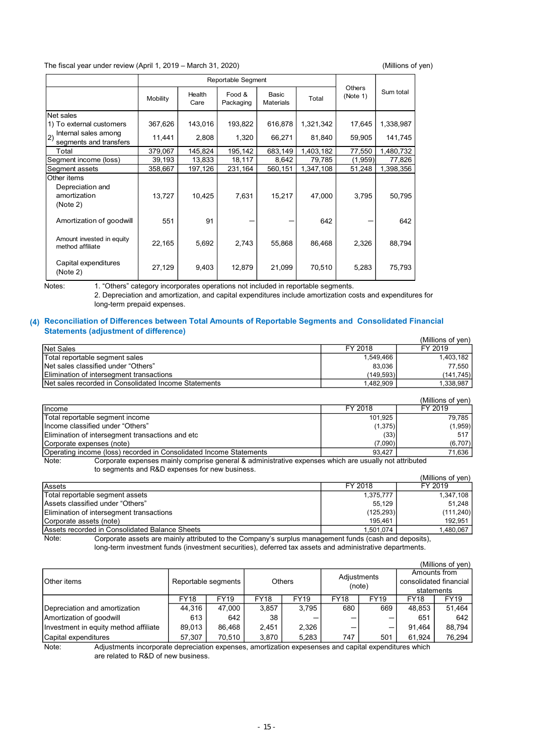The fiscal year under review (April 1, 2019 – March 31, 2020)

(Millions of yen)

| | Reportable Segment | | | | | Others (Note 1) | Sum total |
|---|---|---|---|---|---|---|---|
| | Mobility | Health Care | Food & Packaging | Basic Materials | Total | | |
| Net sales | | | | | | | |
| 1) To external customers | 367,626 | 143,016 | 193,822 | 616,878 | 1,321,342 | 17,645 | 1,338,987 |
| 2) Internal sales among segments and transfers | 11,441 | 2,808 | 1,320 | 66,271 | 81,840 | 59,905 | 141,745 |
| Total | 379,067 | 145,824 | 195,142 | 683,149 | 1,403,182 | 77,550 | 1,480,732 |
| Segment income (loss) | 39,193 | 13,833 | 18,117 | 8,642 | 79,785 | (1,959) | 77,826 |
| Segment assets | 358,667 | 197,126 | 231,164 | 560,151 | 1,347,108 | 51,248 | 1,398,356 |
| Other items | | | | | | | |
| Depreciation and amortization (Note 2) | 13,727 | 10,425 | 7,631 | 15,217 | 47,000 | 3,795 | 50,795 |
| Amortization of goodwill | 551 | 91 | — | — | 642 | — | 642 |
| Amount invested in equity method affiliate | 22,165 | 5,692 | 2,743 | 55,868 | 86,468 | 2,326 | 88,794 |
| Capital expenditures (Note 2) | 27,129 | 9,403 | 12,879 | 21,099 | 70,510 | 5,283 | 75,793 |

Notes:
1. "Others" category incorporates operations not included in reportable segments.
2. Depreciation and amortization, and capital expenditures include amortization costs and expenditures for long-term prepaid expenses.

### (4) Reconciliation of Differences between Total Amounts of Reportable Segments and Consolidated Financial Statements (adjustment of difference)

(Millions of yen)

| Net Sales | FY 2018 | FY 2019 |
|---|---|---|
| Total reportable segment sales | 1,549,466 | 1,403,182 |
| Net sales classified under "Others" | 83,036 | 77,550 |
| Elimination of intersegment transactions | (149,593) | (141,745) |
| Net sales recorded in Consolidated Income Statements | 1,482,909 | 1,338,987 |

(Millions of yen)

| Income | FY 2018 | FY 2019 |
|---|---|---|
| Total reportable segment income | 101,925 | 79,785 |
| Income classified under "Others" | (1,375) | (1,959) |
| Elimination of intersegment transactions and etc | (33) | 517 |
| Corporate expenses (note) | (7,090) | (6,707) |
| Operating income (loss) recorded in Consolidated Income Statements | 93,427 | 71,636 |

Note: Corporate expenses mainly comprise general & administrative expenses which are usually not attributed to segments and R&D expenses for new business.

(Millions of yen)

| Assets | FY 2018 | FY 2019 |
|---|---|---|
| Total reportable segment assets | 1,375,777 | 1,347,108 |
| Assets classified under "Others" | 55,129 | 51,248 |
| Elimination of intersegment transactions | (125,293) | (111,240) |
| Corporate assets (note) | 195,461 | 192,951 |
| Assets recorded in Consolidated Balance Sheets | 1,501,074 | 1,480,067 |

Note: Corporate assets are mainly attributed to the Company's surplus management funds (cash and deposits), long-term investment funds (investment securities), deferred tax assets and administrative departments.

(Millions of yen)

| Other items | Reportable segments | | Others | | Adjustments (note) | | Amounts from consolidated financial statements | |
|---|---|---|---|---|---|---|---|---|
| | FY18 | FY19 | FY18 | FY19 | FY18 | FY19 | FY18 | FY19 |
| Depreciation and amortization | 44,316 | 47,000 | 3,857 | 3,795 | 680 | 669 | 48,853 | 51,464 |
| Amortization of goodwill | 613 | 642 | 38 | — | — | — | 651 | 642 |
| Investment in equity method affiliate | 89,013 | 86,468 | 2,451 | 2,326 | — | — | 91,464 | 88,794 |
| Capital expenditures | 57,307 | 70,510 | 3,870 | 5,283 | 747 | 501 | 61,924 | 76,294 |

Note: Adjustments incorporate depreciation expenses, amortization expesenses and capital expenditures which are related to R&D of new business.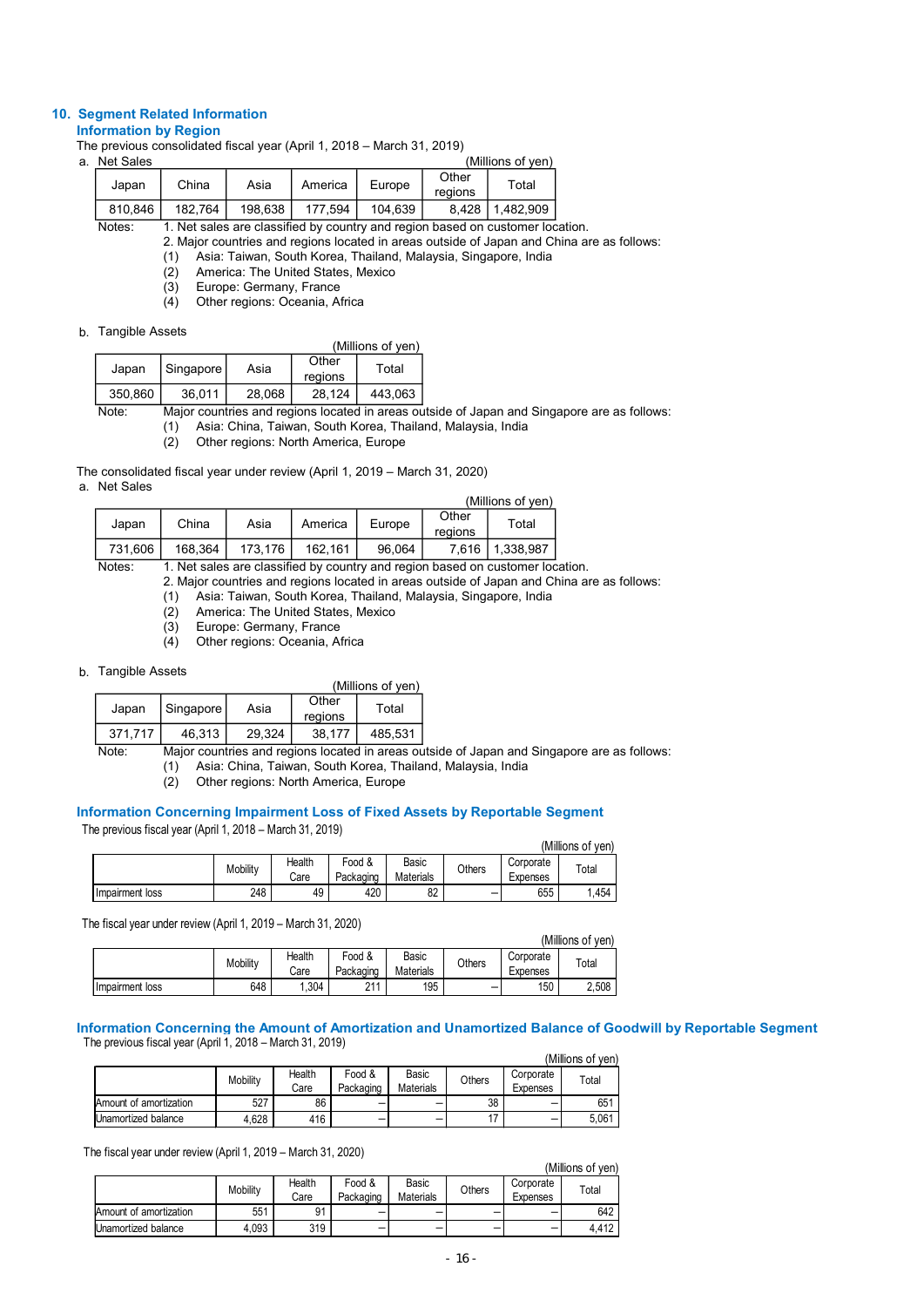## 10. Segment Related Information

### Information by Region

The previous consolidated fiscal year (April 1, 2018 – March 31, 2019)

a. Net Sales

(Millions of yen)

| Japan | China | Asia | America | Europe | Other regions | Total |
|---|---|---|---|---|---|---|
| 810,846 | 182,764 | 198,638 | 177,594 | 104,639 | 8,428 | 1,482,909 |

Notes:
1. Net sales are classified by country and region based on customer location.
2. Major countries and regions located in areas outside of Japan and China are as follows:
   (1) Asia: Taiwan, South Korea, Thailand, Malaysia, Singapore, India
   (2) America: The United States, Mexico
   (3) Europe: Germany, France
   (4) Other regions: Oceania, Africa

b. Tangible Assets

(Millions of yen)

| Japan | Singapore | Asia | Other regions | Total |
|---|---|---|---|---|
| 350,860 | 36,011 | 28,068 | 28,124 | 443,063 |

Note: Major countries and regions located in areas outside of Japan and Singapore are as follows:
(1) Asia: China, Taiwan, South Korea, Thailand, Malaysia, India
(2) Other regions: North America, Europe

The consolidated fiscal year under review (April 1, 2019 – March 31, 2020)

a. Net Sales

(Millions of yen)

| Japan | China | Asia | America | Europe | Other regions | Total |
|---|---|---|---|---|---|---|
| 731,606 | 168,364 | 173,176 | 162,161 | 96,064 | 7,616 | 1,338,987 |

Notes:
1. Net sales are classified by country and region based on customer location.
2. Major countries and regions located in areas outside of Japan and China are as follows:
   (1) Asia: Taiwan, South Korea, Thailand, Malaysia, Singapore, India
   (2) America: The United States, Mexico
   (3) Europe: Germany, France
   (4) Other regions: Oceania, Africa

b. Tangible Assets

(Millions of yen)

| Japan | Singapore | Asia | Other regions | Total |
|---|---|---|---|---|
| 371,717 | 46,313 | 29,324 | 38,177 | 485,531 |

Note: Major countries and regions located in areas outside of Japan and Singapore are as follows:
(1) Asia: China, Taiwan, South Korea, Thailand, Malaysia, India
(2) Other regions: North America, Europe

### Information Concerning Impairment Loss of Fixed Assets by Reportable Segment

The previous fiscal year (April 1, 2018 – March 31, 2019)

(Millions of yen)

| | Mobility | Health Care | Food & Packaging | Basic Materials | Others | Corporate Expenses | Total |
|---|---|---|---|---|---|---|---|
| Impairment loss | 248 | 49 | 420 | 82 | – | 655 | 1,454 |

The fiscal year under review (April 1, 2019 – March 31, 2020)

(Millions of yen)

| | Mobility | Health Care | Food & Packaging | Basic Materials | Others | Corporate Expenses | Total |
|---|---|---|---|---|---|---|---|
| Impairment loss | 648 | 1,304 | 211 | 195 | – | 150 | 2,508 |

### Information Concerning the Amount of Amortization and Unamortized Balance of Goodwill by Reportable Segment

The previous fiscal year (April 1, 2018 – March 31, 2019)

(Millions of yen)

| | Mobility | Health Care | Food & Packaging | Basic Materials | Others | Corporate Expenses | Total |
|---|---|---|---|---|---|---|---|
| Amount of amortization | 527 | 86 | – | – | 38 | – | 651 |
| Unamortized balance | 4,628 | 416 | – | – | 17 | – | 5,061 |

The fiscal year under review (April 1, 2019 – March 31, 2020)

(Millions of yen)

| | Mobility | Health Care | Food & Packaging | Basic Materials | Others | Corporate Expenses | Total |
|---|---|---|---|---|---|---|---|
| Amount of amortization | 551 | 91 | – | – | – | – | 642 |
| Unamortized balance | 4,093 | 319 | – | – | – | – | 4,412 |